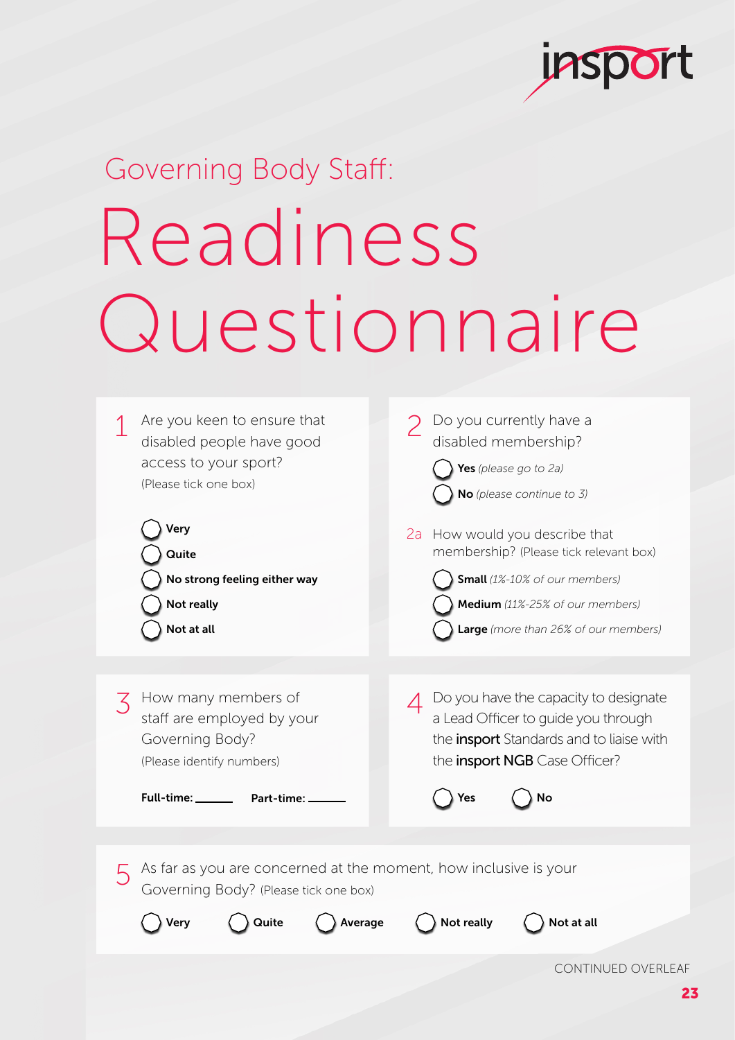insport

## Governing Body Staff:

# Readiness Questionnaire

**1** Are you keen to ensure that disabled people have good access to your sport? (Please tick one box)

- ◯ **Very**
- ◯ **Quite**
- ◯ **No strong feeling either way**
- ◯ **Not really**
- ◯ **Not at all**

**2** Do you currently have a disabled membership?

- ◯ **Yes** *(please go to 2a)*
- ◯ **No** *(please continue to 3)*

**2a** How would you describe that membership? (Please tick relevant box)

- ◯ **Small** *(1%-10% of our members)*
- ◯ **Medium** *(11%-25% of our members)*
- ◯ **Large** *(more than 26% of our members)*

**3** How many members of staff are employed by your Governing Body? (Please identify numbers)

**Full-time:** ______ **Part-time:** ______

**4** Do you have the capacity to designate a Lead Officer to guide you through the **insport** Standards and to liaise with the **insport NGB** Case Officer?

◯ **Yes** ◯ **No**

**5** As far as you are concerned at the moment, how inclusive is your Governing Body? (Please tick one box)

◯ **Very** ◯ **Quite** ◯ **Average** ◯ **Not really** ◯ **Not at all**

CONTINUED OVERLEAF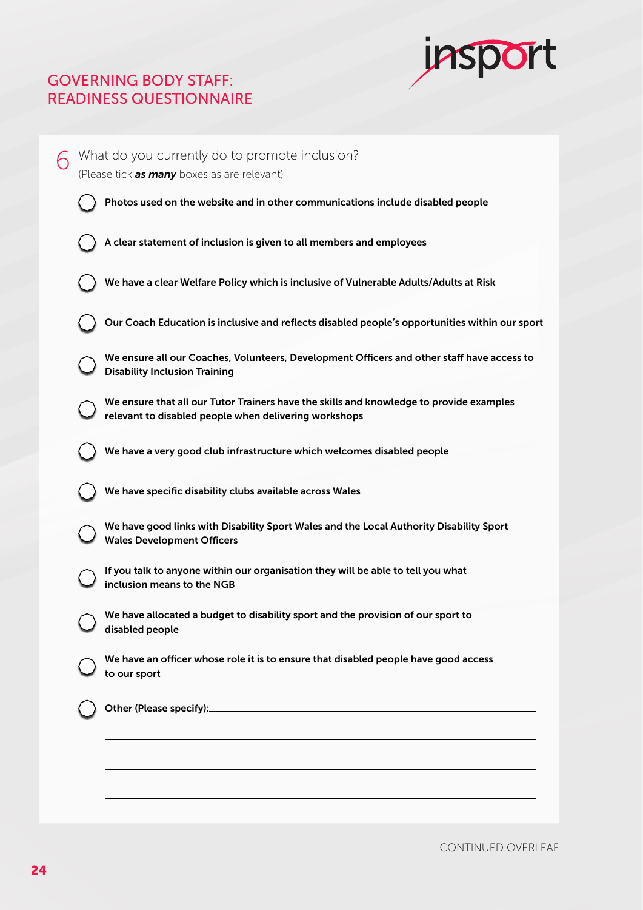## GOVERNING BODY STAFF: READINESS QUESTIONNAIRE

6 What do you currently do to promote inclusion?
(Please tick ***as many*** boxes as are relevant)

- ◯ **Photos used on the website and in other communications include disabled people**
- ◯ **A clear statement of inclusion is given to all members and employees**
- ◯ **We have a clear Welfare Policy which is inclusive of Vulnerable Adults/Adults at Risk**
- ◯ **Our Coach Education is inclusive and reflects disabled people's opportunities within our sport**
- ◯ **We ensure all our Coaches, Volunteers, Development Officers and other staff have access to Disability Inclusion Training**
- ◯ **We ensure that all our Tutor Trainers have the skills and knowledge to provide examples relevant to disabled people when delivering workshops**
- ◯ **We have a very good club infrastructure which welcomes disabled people**
- ◯ **We have specific disability clubs available across Wales**
- ◯ **We have good links with Disability Sport Wales and the Local Authority Disability Sport Wales Development Officers**
- ◯ **If you talk to anyone within our organisation they will be able to tell you what inclusion means to the NGB**
- ◯ **We have allocated a budget to disability sport and the provision of our sport to disabled people**
- ◯ **We have an officer whose role it is to ensure that disabled people have good access to our sport**
- ◯ **Other (Please specify):**______________________________________________

______________________________________________

______________________________________________

______________________________________________

CONTINUED OVERLEAF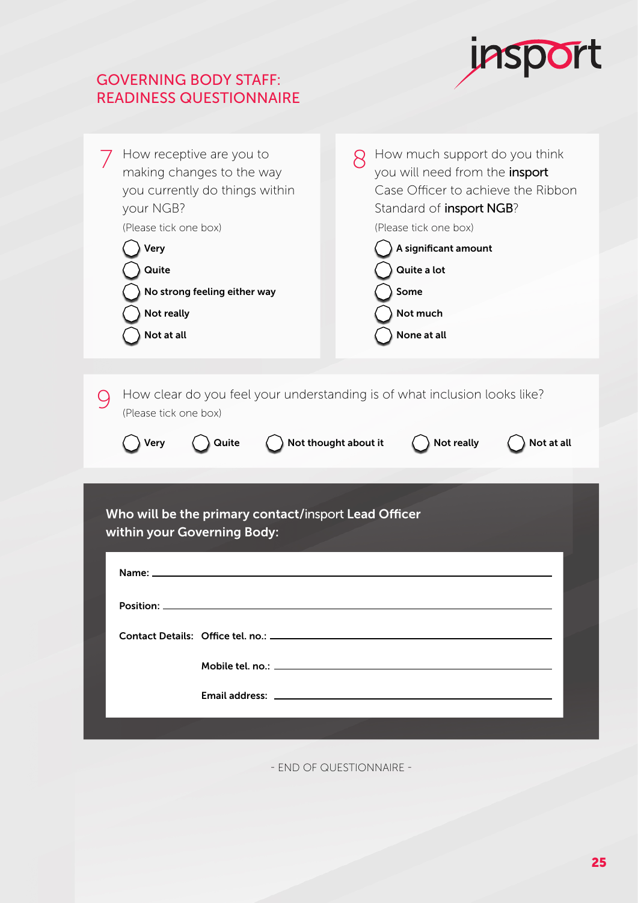# GOVERNING BODY STAFF: READINESS QUESTIONNAIRE

**7** How receptive are you to making changes to the way you currently do things within your NGB?

(Please tick one box)

- ◯ **Very**
- ◯ **Quite**
- ◯ **No strong feeling either way**
- ◯ **Not really**
- ◯ **Not at all**

**8** How much support do you think you will need from the **insport** Case Officer to achieve the Ribbon Standard of **insport NGB**?

(Please tick one box)

- ◯ **A significant amount**
- ◯ **Quite a lot**
- ◯ **Some**
- ◯ **Not much**
- ◯ **None at all**

**9** How clear do you feel your understanding is of what inclusion looks like?

(Please tick one box)

◯ **Very** ◯ **Quite** ◯ **Not thought about it** ◯ **Not really** ◯ **Not at all**

**Who will be the primary contact/**insport **Lead Officer within your Governing Body:**

**Name:** ______________________________

**Position:** ______________________________

**Contact Details:** **Office tel. no.:** ______________________________

**Mobile tel. no.:** ______________________________

**Email address:** ______________________________

- END OF QUESTIONNAIRE -